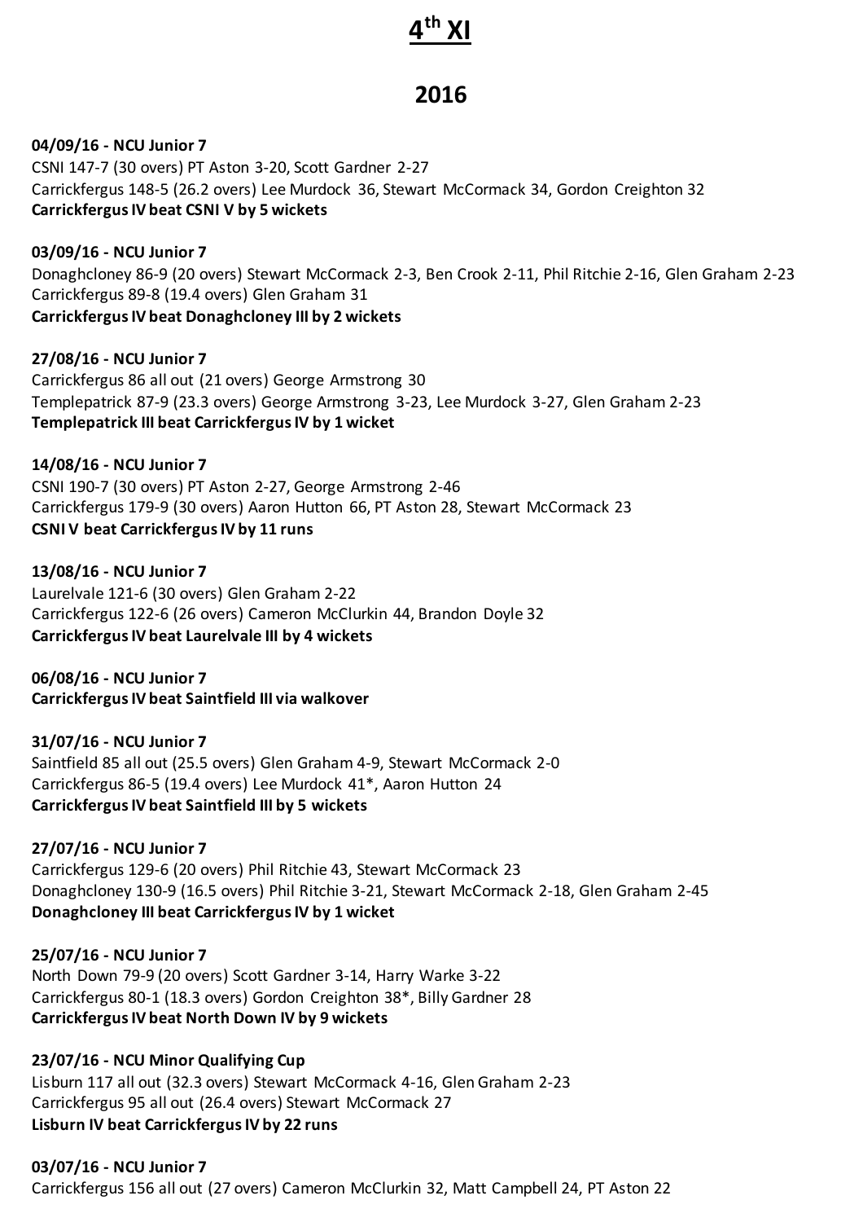# 4th XI

## 2016

**04/09/16 - NCU Junior 7**
CSNI 147-7 (30 overs) PT Aston 3-20, Scott Gardner 2-27
Carrickfergus 148-5 (26.2 overs) Lee Murdock 36, Stewart McCormack 34, Gordon Creighton 32
**Carrickfergus IV beat CSNI V by 5 wickets**

**03/09/16 - NCU Junior 7**
Donaghcloney 86-9 (20 overs) Stewart McCormack 2-3, Ben Crook 2-11, Phil Ritchie 2-16, Glen Graham 2-23
Carrickfergus 89-8 (19.4 overs) Glen Graham 31
**Carrickfergus IV beat Donaghcloney III by 2 wickets**

**27/08/16 - NCU Junior 7**
Carrickfergus 86 all out (21 overs) George Armstrong 30
Templepatrick 87-9 (23.3 overs) George Armstrong 3-23, Lee Murdock 3-27, Glen Graham 2-23
**Templepatrick III beat Carrickfergus IV by 1 wicket**

**14/08/16 - NCU Junior 7**
CSNI 190-7 (30 overs) PT Aston 2-27, George Armstrong 2-46
Carrickfergus 179-9 (30 overs) Aaron Hutton 66, PT Aston 28, Stewart McCormack 23
**CSNI V beat Carrickfergus IV by 11 runs**

**13/08/16 - NCU Junior 7**
Laurelvale 121-6 (30 overs) Glen Graham 2-22
Carrickfergus 122-6 (26 overs) Cameron McClurkin 44, Brandon Doyle 32
**Carrickfergus IV beat Laurelvale III by 4 wickets**

**06/08/16 - NCU Junior 7**
**Carrickfergus IV beat Saintfield III via walkover**

**31/07/16 - NCU Junior 7**
Saintfield 85 all out (25.5 overs) Glen Graham 4-9, Stewart McCormack 2-0
Carrickfergus 86-5 (19.4 overs) Lee Murdock 41*, Aaron Hutton 24
**Carrickfergus IV beat Saintfield III by 5 wickets**

**27/07/16 - NCU Junior 7**
Carrickfergus 129-6 (20 overs) Phil Ritchie 43, Stewart McCormack 23
Donaghcloney 130-9 (16.5 overs) Phil Ritchie 3-21, Stewart McCormack 2-18, Glen Graham 2-45
**Donaghcloney III beat Carrickfergus IV by 1 wicket**

**25/07/16 - NCU Junior 7**
North Down 79-9 (20 overs) Scott Gardner 3-14, Harry Warke 3-22
Carrickfergus 80-1 (18.3 overs) Gordon Creighton 38*, Billy Gardner 28
**Carrickfergus IV beat North Down IV by 9 wickets**

**23/07/16 - NCU Minor Qualifying Cup**
Lisburn 117 all out (32.3 overs) Stewart McCormack 4-16, Glen Graham 2-23
Carrickfergus 95 all out (26.4 overs) Stewart McCormack 27
**Lisburn IV beat Carrickfergus IV by 22 runs**

**03/07/16 - NCU Junior 7**
Carrickfergus 156 all out (27 overs) Cameron McClurkin 32, Matt Campbell 24, PT Aston 22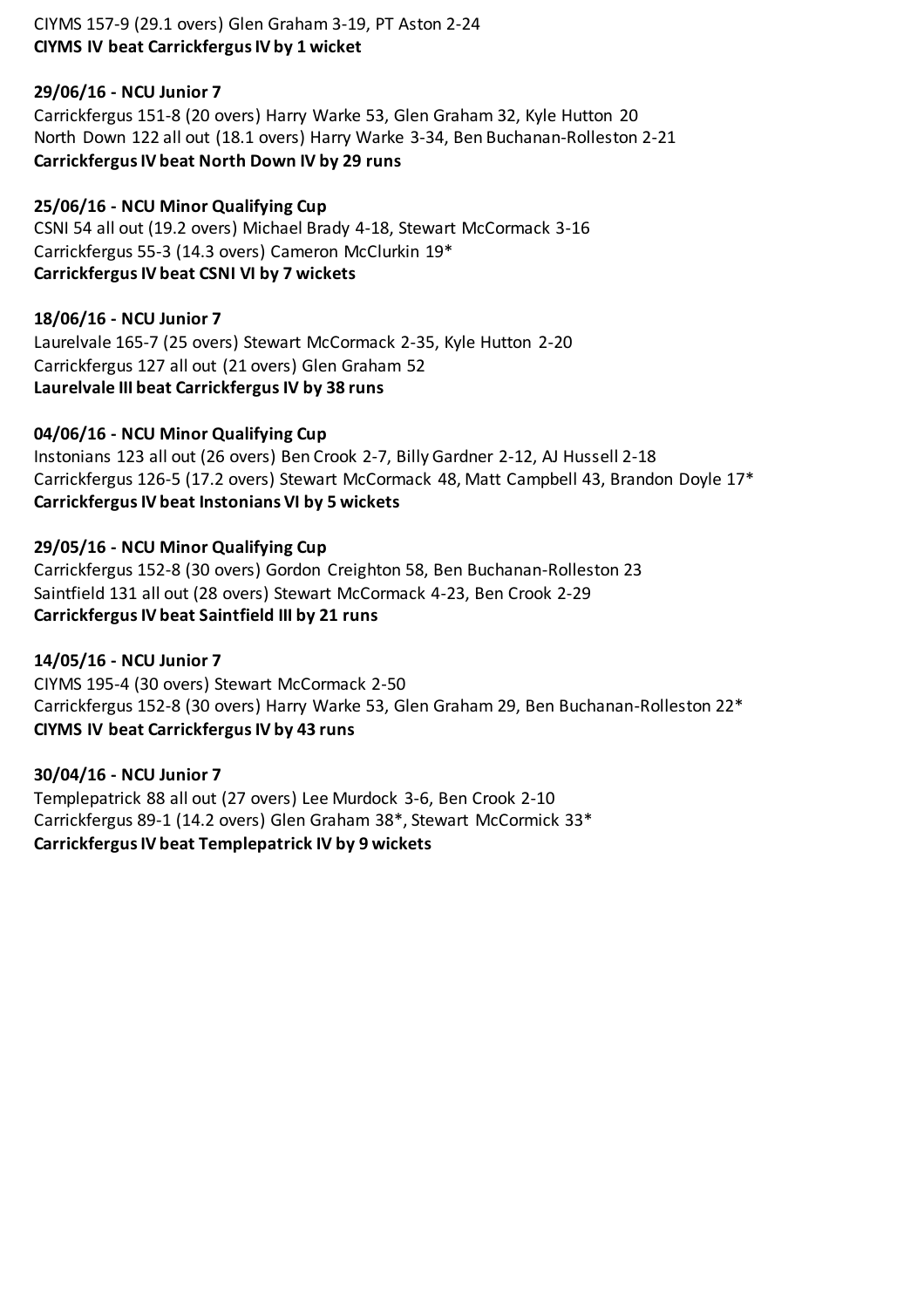CIYMS 157-9 (29.1 overs) Glen Graham 3-19, PT Aston 2-24
**CIYMS IV beat Carrickfergus IV by 1 wicket**

**29/06/16 - NCU Junior 7**
Carrickfergus 151-8 (20 overs) Harry Warke 53, Glen Graham 32, Kyle Hutton 20
North Down 122 all out (18.1 overs) Harry Warke 3-34, Ben Buchanan-Rolleston 2-21
**Carrickfergus IV beat North Down IV by 29 runs**

**25/06/16 - NCU Minor Qualifying Cup**
CSNI 54 all out (19.2 overs) Michael Brady 4-18, Stewart McCormack 3-16
Carrickfergus 55-3 (14.3 overs) Cameron McClurkin 19*
**Carrickfergus IV beat CSNI VI by 7 wickets**

**18/06/16 - NCU Junior 7**
Laurelvale 165-7 (25 overs) Stewart McCormack 2-35, Kyle Hutton 2-20
Carrickfergus 127 all out (21 overs) Glen Graham 52
**Laurelvale III beat Carrickfergus IV by 38 runs**

**04/06/16 - NCU Minor Qualifying Cup**
Instonians 123 all out (26 overs) Ben Crook 2-7, Billy Gardner 2-12, AJ Hussell 2-18
Carrickfergus 126-5 (17.2 overs) Stewart McCormack 48, Matt Campbell 43, Brandon Doyle 17*
**Carrickfergus IV beat Instonians VI by 5 wickets**

**29/05/16 - NCU Minor Qualifying Cup**
Carrickfergus 152-8 (30 overs) Gordon Creighton 58, Ben Buchanan-Rolleston 23
Saintfield 131 all out (28 overs) Stewart McCormack 4-23, Ben Crook 2-29
**Carrickfergus IV beat Saintfield III by 21 runs**

**14/05/16 - NCU Junior 7**
CIYMS 195-4 (30 overs) Stewart McCormack 2-50
Carrickfergus 152-8 (30 overs) Harry Warke 53, Glen Graham 29, Ben Buchanan-Rolleston 22*
**CIYMS IV beat Carrickfergus IV by 43 runs**

**30/04/16 - NCU Junior 7**
Templepatrick 88 all out (27 overs) Lee Murdock 3-6, Ben Crook 2-10
Carrickfergus 89-1 (14.2 overs) Glen Graham 38*, Stewart McCormick 33*
**Carrickfergus IV beat Templepatrick IV by 9 wickets**